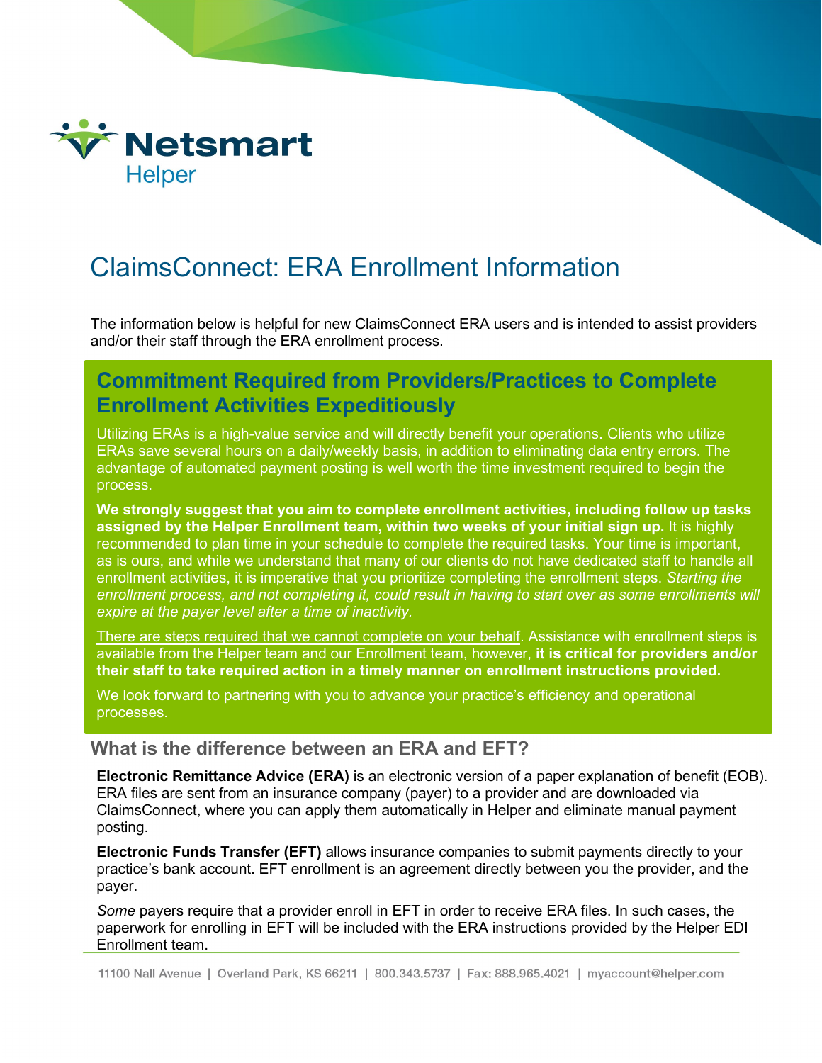Netsmart Helper

# ClaimsConnect: ERA Enrollment Information

The information below is helpful for new ClaimsConnect ERA users and is intended to assist providers and/or their staff through the ERA enrollment process.

## Commitment Required from Providers/Practices to Complete Enrollment Activities Expeditiously

Utilizing ERAs is a high-value service and will directly benefit your operations. Clients who utilize ERAs save several hours on a daily/weekly basis, in addition to eliminating data entry errors. The advantage of automated payment posting is well worth the time investment required to begin the process.

**We strongly suggest that you aim to complete enrollment activities, including follow up tasks assigned by the Helper Enrollment team, within two weeks of your initial sign up.** It is highly recommended to plan time in your schedule to complete the required tasks. Your time is important, as is ours, and while we understand that many of our clients do not have dedicated staff to handle all enrollment activities, it is imperative that you prioritize completing the enrollment steps. *Starting the enrollment process, and not completing it, could result in having to start over as some enrollments will expire at the payer level after a time of inactivity.*

There are steps required that we cannot complete on your behalf. Assistance with enrollment steps is available from the Helper team and our Enrollment team, however, **it is critical for providers and/or their staff to take required action in a timely manner on enrollment instructions provided.**

We look forward to partnering with you to advance your practice's efficiency and operational processes.

### What is the difference between an ERA and EFT?

**Electronic Remittance Advice (ERA)** is an electronic version of a paper explanation of benefit (EOB). ERA files are sent from an insurance company (payer) to a provider and are downloaded via ClaimsConnect, where you can apply them automatically in Helper and eliminate manual payment posting.

**Electronic Funds Transfer (EFT)** allows insurance companies to submit payments directly to your practice's bank account. EFT enrollment is an agreement directly between you the provider, and the payer.

*Some* payers require that a provider enroll in EFT in order to receive ERA files. In such cases, the paperwork for enrolling in EFT will be included with the ERA instructions provided by the Helper EDI Enrollment team.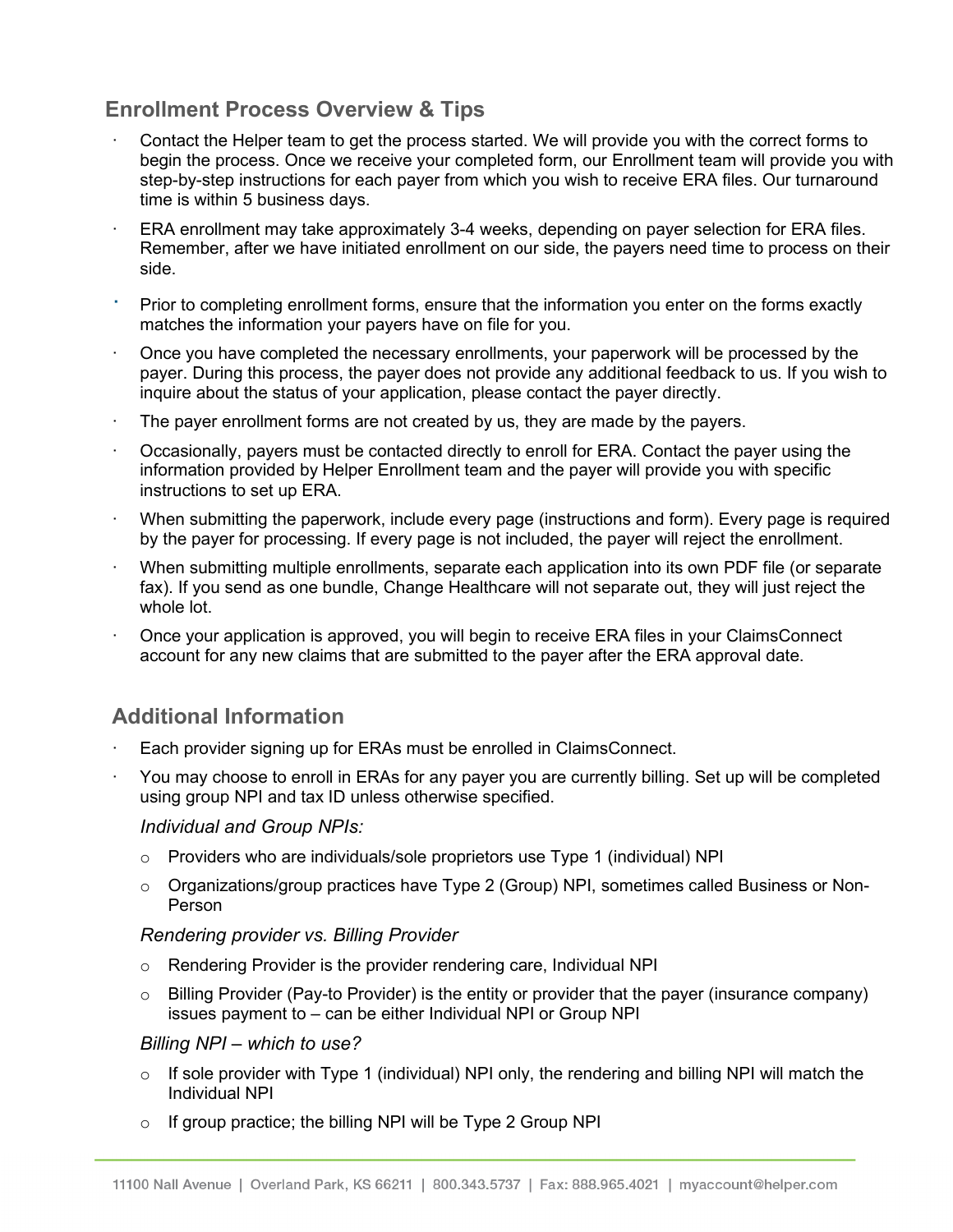## Enrollment Process Overview & Tips

- Contact the Helper team to get the process started. We will provide you with the correct forms to begin the process. Once we receive your completed form, our Enrollment team will provide you with step-by-step instructions for each payer from which you wish to receive ERA files. Our turnaround time is within 5 business days.
- ERA enrollment may take approximately 3-4 weeks, depending on payer selection for ERA files. Remember, after we have initiated enrollment on our side, the payers need time to process on their side.
- Prior to completing enrollment forms, ensure that the information you enter on the forms exactly matches the information your payers have on file for you.
- Once you have completed the necessary enrollments, your paperwork will be processed by the payer. During this process, the payer does not provide any additional feedback to us. If you wish to inquire about the status of your application, please contact the payer directly.
- The payer enrollment forms are not created by us, they are made by the payers.
- Occasionally, payers must be contacted directly to enroll for ERA. Contact the payer using the information provided by Helper Enrollment team and the payer will provide you with specific instructions to set up ERA.
- When submitting the paperwork, include every page (instructions and form). Every page is required by the payer for processing. If every page is not included, the payer will reject the enrollment.
- When submitting multiple enrollments, separate each application into its own PDF file (or separate fax). If you send as one bundle, Change Healthcare will not separate out, they will just reject the whole lot.
- Once your application is approved, you will begin to receive ERA files in your ClaimsConnect account for any new claims that are submitted to the payer after the ERA approval date.

## Additional Information

- Each provider signing up for ERAs must be enrolled in ClaimsConnect.
- You may choose to enroll in ERAs for any payer you are currently billing. Set up will be completed using group NPI and tax ID unless otherwise specified.

*Individual and Group NPIs:*

- Providers who are individuals/sole proprietors use Type 1 (individual) NPI
- Organizations/group practices have Type 2 (Group) NPI, sometimes called Business or Non-Person

*Rendering provider vs. Billing Provider*

- Rendering Provider is the provider rendering care, Individual NPI
- Billing Provider (Pay-to Provider) is the entity or provider that the payer (insurance company) issues payment to – can be either Individual NPI or Group NPI

*Billing NPI – which to use?*

- If sole provider with Type 1 (individual) NPI only, the rendering and billing NPI will match the Individual NPI
- If group practice; the billing NPI will be Type 2 Group NPI

11100 Nall Avenue | Overland Park, KS 66211 | 800.343.5737 | Fax: 888.965.4021 | myaccount@helper.com